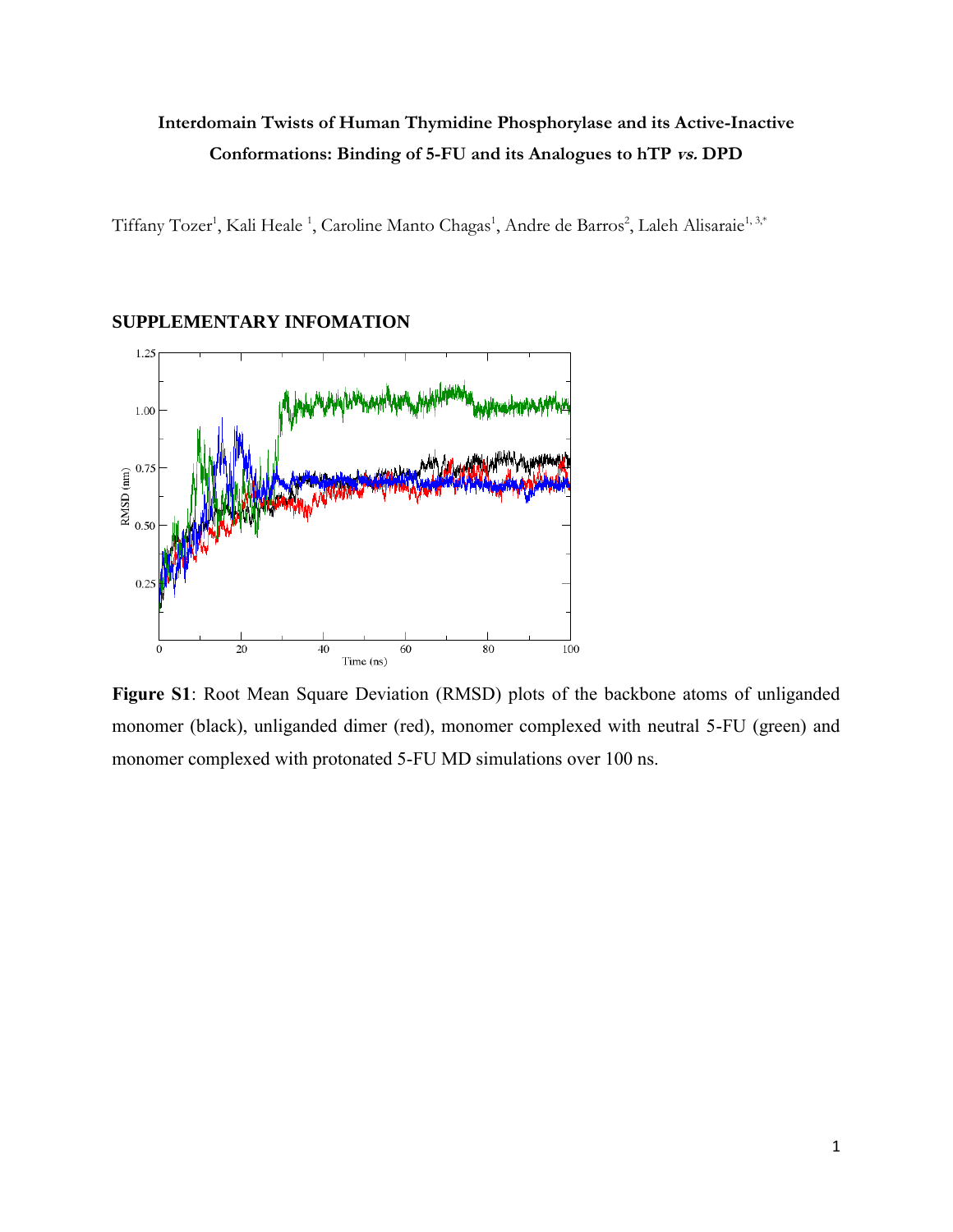# Interdomain Twists of Human Thymidine Phosphorylase and its Active-Inactive Conformations: Binding of 5-FU and its Analogues to hTP *vs.* DPD

Tiffany Tozer[1], Kali Heale [1], Caroline Manto Chagas[1], Andre de Barros[2], Laleh Alisaraie[1, 3,*]

## SUPPLEMENTARY INFOMATION

**Figure S1**: Root Mean Square Deviation (RMSD) plots of the backbone atoms of unliganded monomer (black), unliganded dimer (red), monomer complexed with neutral 5-FU (green) and monomer complexed with protonated 5-FU MD simulations over 100 ns.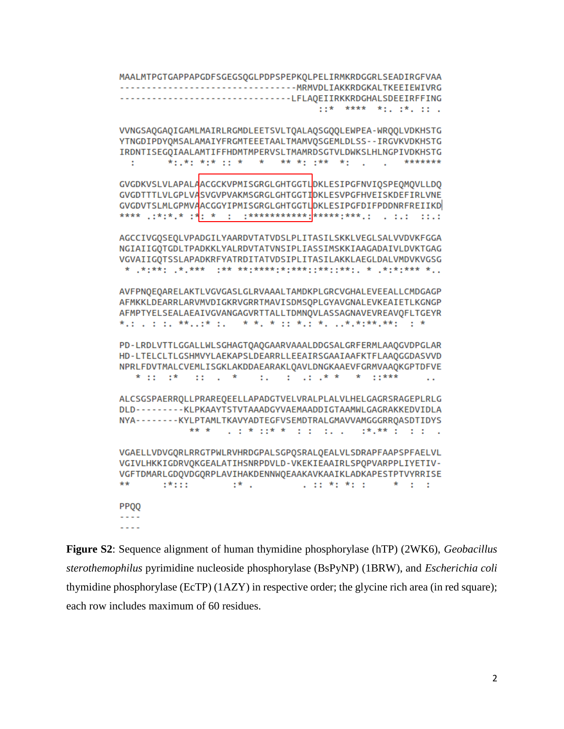```
MAALMTPGTGAPPAPGDFSGEGSQGLPDPSPEPKQLPELIRMKRDGGRLSEADIRGFVAA
--------------------------------MRMVDLIAKKRDGKALTKEEIEWIVRG
-------------------------------LFLAQEIIRKKRDGHALSDEEIRFFING
                                 ::*  ****  *:. :*. :: .

VVNGSAQGAQIGAMLMAIRLRGMDLEETSVLTQALAQSGQQLEWPEA-WRQQLVDKHSTG
YTNGDIPDYQMSALAMAIYFRGMTEEETAALTMAMVQSGEMLDLSS--IRGVKVDKHSTG
IRDNTISEGQIAALAMTIFFHDMTMPERVSLTMAMRDSGTVLDWKSLHLNGPIVDKHSTG
  :       *:.*: *:* :: *    *    ** *: :**   *:    .    .   *******

GVGDKVSLVLAPALAACGCKVPMISGRGLGHTGGTLDKLESIPGFNVIQSPEQMQVLLDQ
GVGDTTTLVLGPLVASVGVPVAKMSGRGLGHTGGTIDKLESVPGFHVEISKDEFIRLVNE
GVGDVTSLMLGPMVAACGGYIPMISGRGLGHTGGTLDKLESIPGFDIFPDDNRFREIIKD
**** .:*:*.* :*: *   :  :***********:*****:***.:   . :.:  ::.:

AGCCIVGQSEQLVPADGILYAARDVTATVDSLPLITASILSKKLVEGLSALVVDVKFGGA
NGIAIIGQTGDLTPADKKLYALRDVTATVNSIPLIASSIMSKKIAAGADAIVLDVKTGAG
VGVAIIGQTSSLAPADKRFYATRDITATVDSIPLITASILAKKLAEGLDALVMDVKVGSG
 * .*:**: .*.***   :** **:****:*:***::**::**:. * .*:*:*** *..

AVFPNQEQARELAKTLVGVGASLGLRVAAALTAMDKPLGRCVGHALEVEEALLCMDGAGP
AFMKKLDEARRLARVMVDIGKRVGRRTMAVISDMSQPLGYAVGNALEVKEAIETLKGNGP
AFMPTYELSEALAEAIVGVANGAGVRTTALLTDMNQVLASSAGNAVEVREAVQFLTGEYR
*.: . : :. **..:* :.    * *. * :: *.: *.  ..*.*:**.**:   : *

PD-LRDLVTTLGGALLWLSGHAGTQAQGAARVAAALDDGSALGRFERMLAAQGVDPGLAR
HD-LTELCLTLGSHMVYLAEKAPSLDEARRLLEEAIRSGAAIAAFKTFLAAQGGDASVVD
NPRLFDVTMALCVEMLISGKLAKDDAEARAKLQAVLDNGKAAEVFGRMVAAQKGPTDFVE
   * ::  :*    ::  .   *     :.   :  .: .* *    *   ::***      ..

ALCSGSPAERRQLLPRAREQEELLAPADGTVELVRALPLALVLHELGAGRSRAGEPLRLG
DLD---------KLPKAAYTSTVTAAADGYVAEMAADDIGTAAMWLGAGRAKKEDVIDLA
NYA--------KYLPTAMLTKAVYADTEGFVSEMDTRALGMAVVAMGGGRRQASDTIDYS
              ** *    . : * ::* *   : :   :. .     :*.** :   : :   .

VGAELLVDVGQRLRRGTPWLRVHRDGPALSGPQSRALQEALVLSDRAPFAAPSPFAELVL
VGIVLHKKIGDRVQKGEALATIHSNRPDVLD-VKEKIEAAIRLSPQPVARPPLIYETIV-
VGFTDMARLGDQVDGQRPLAVIHAKDENNWQEAAKAVKAAIKLADKAPESTPTVYRRISE
**       :*:::          :* .           . :: *: *: :       *   :   :

PPQQ
----
----
```

**Figure S2**: Sequence alignment of human thymidine phosphorylase (hTP) (2WK6), *Geobacillus sterothemophilus* pyrimidine nucleoside phosphorylase (BsPyNP) (1BRW), and *Escherichia coli* thymidine phosphorylase (EcTP) (1AZY) in respective order; the glycine rich area (in red square); each row includes maximum of 60 residues.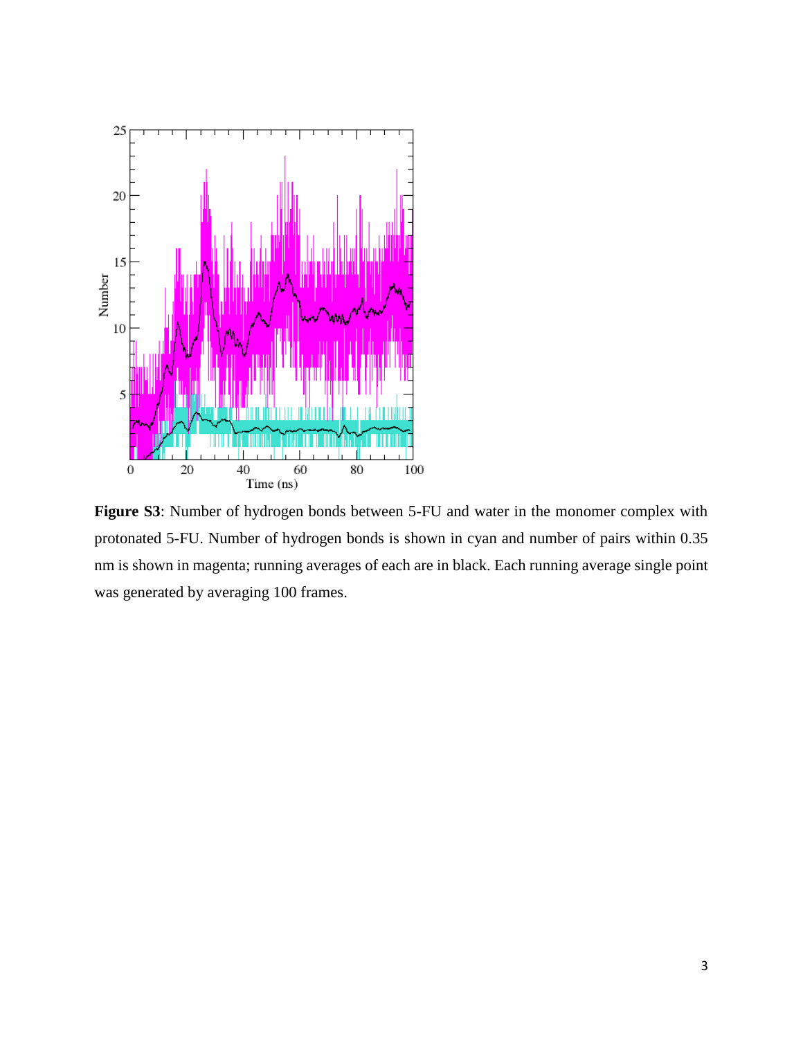**Figure S3**: Number of hydrogen bonds between 5-FU and water in the monomer complex with protonated 5-FU. Number of hydrogen bonds is shown in cyan and number of pairs within 0.35 nm is shown in magenta; running averages of each are in black. Each running average single point was generated by averaging 100 frames.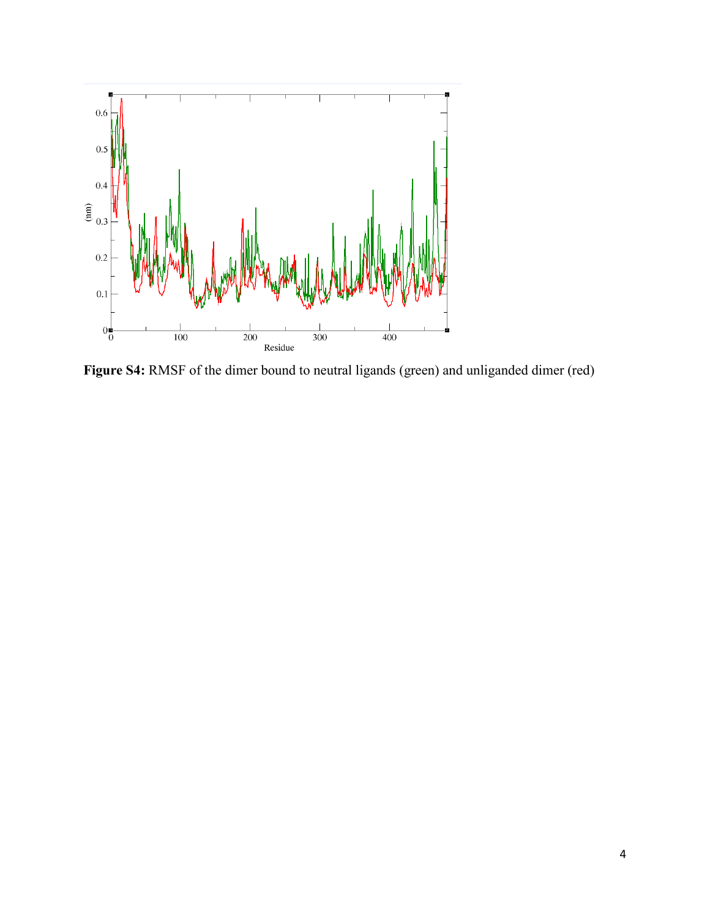**Figure S4:** RMSF of the dimer bound to neutral ligands (green) and unliganded dimer (red)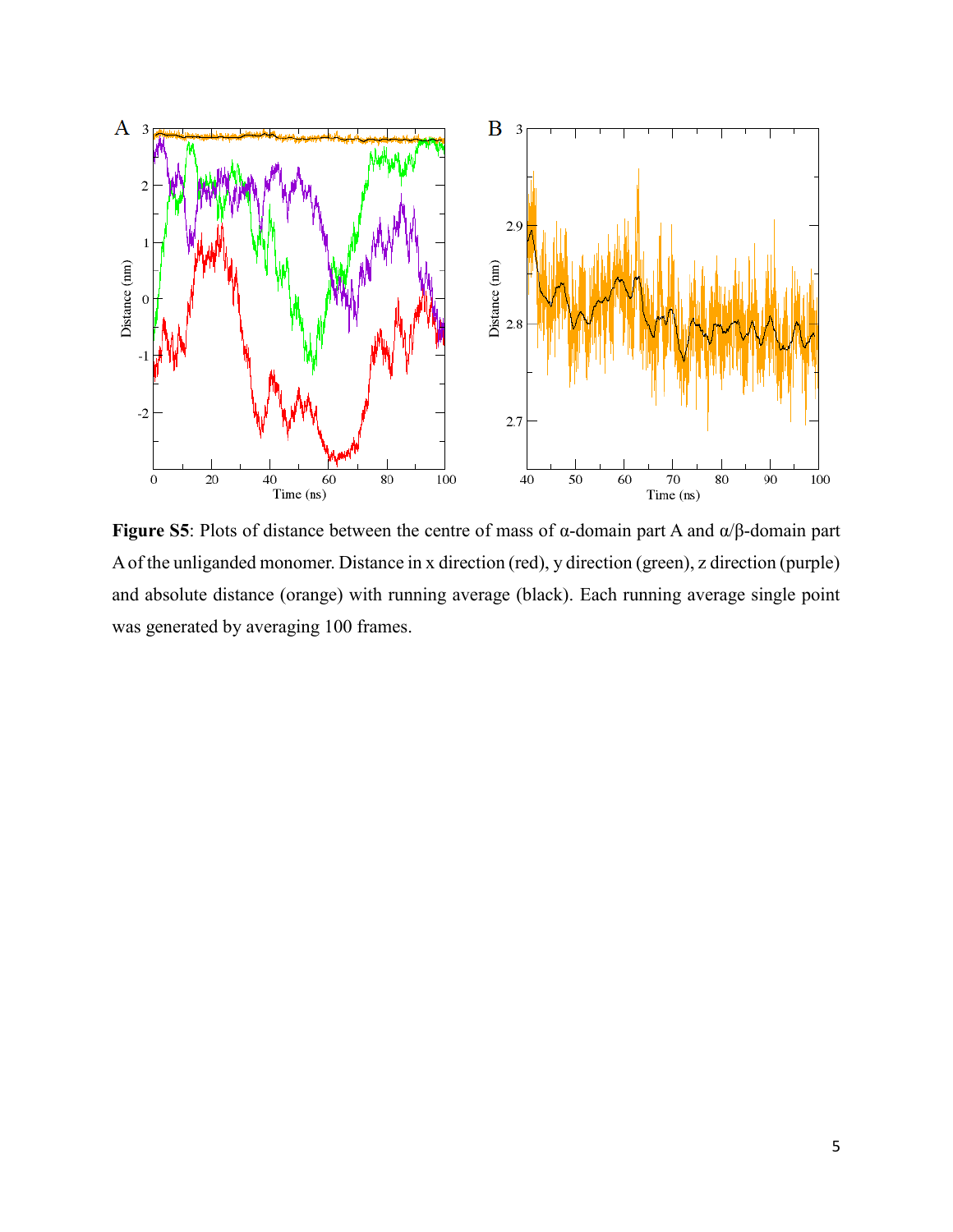**Figure S5**: Plots of distance between the centre of mass of α-domain part A and α/β-domain part A of the unliganded monomer. Distance in x direction (red), y direction (green), z direction (purple) and absolute distance (orange) with running average (black). Each running average single point was generated by averaging 100 frames.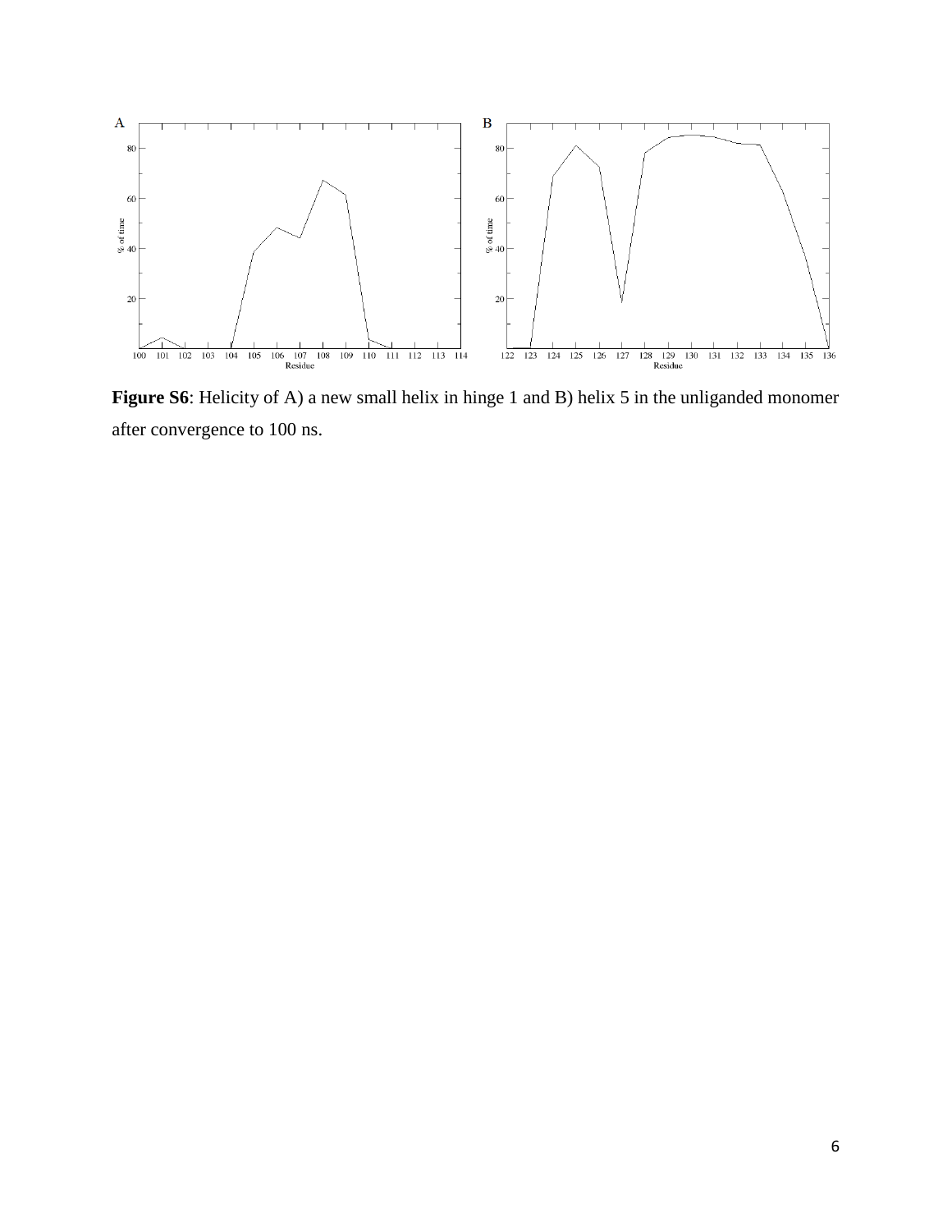**Figure S6**: Helicity of A) a new small helix in hinge 1 and B) helix 5 in the unliganded monomer after convergence to 100 ns.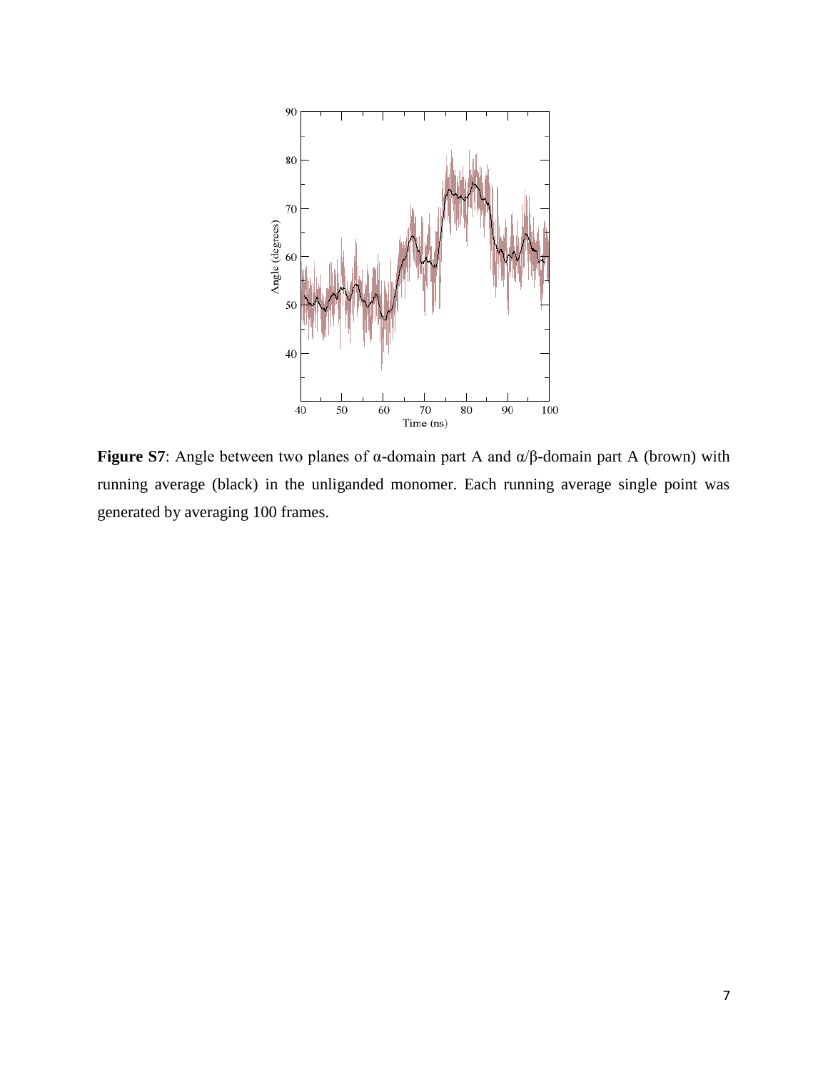**Figure S7**: Angle between two planes of α-domain part A and α/β-domain part A (brown) with running average (black) in the unliganded monomer. Each running average single point was generated by averaging 100 frames.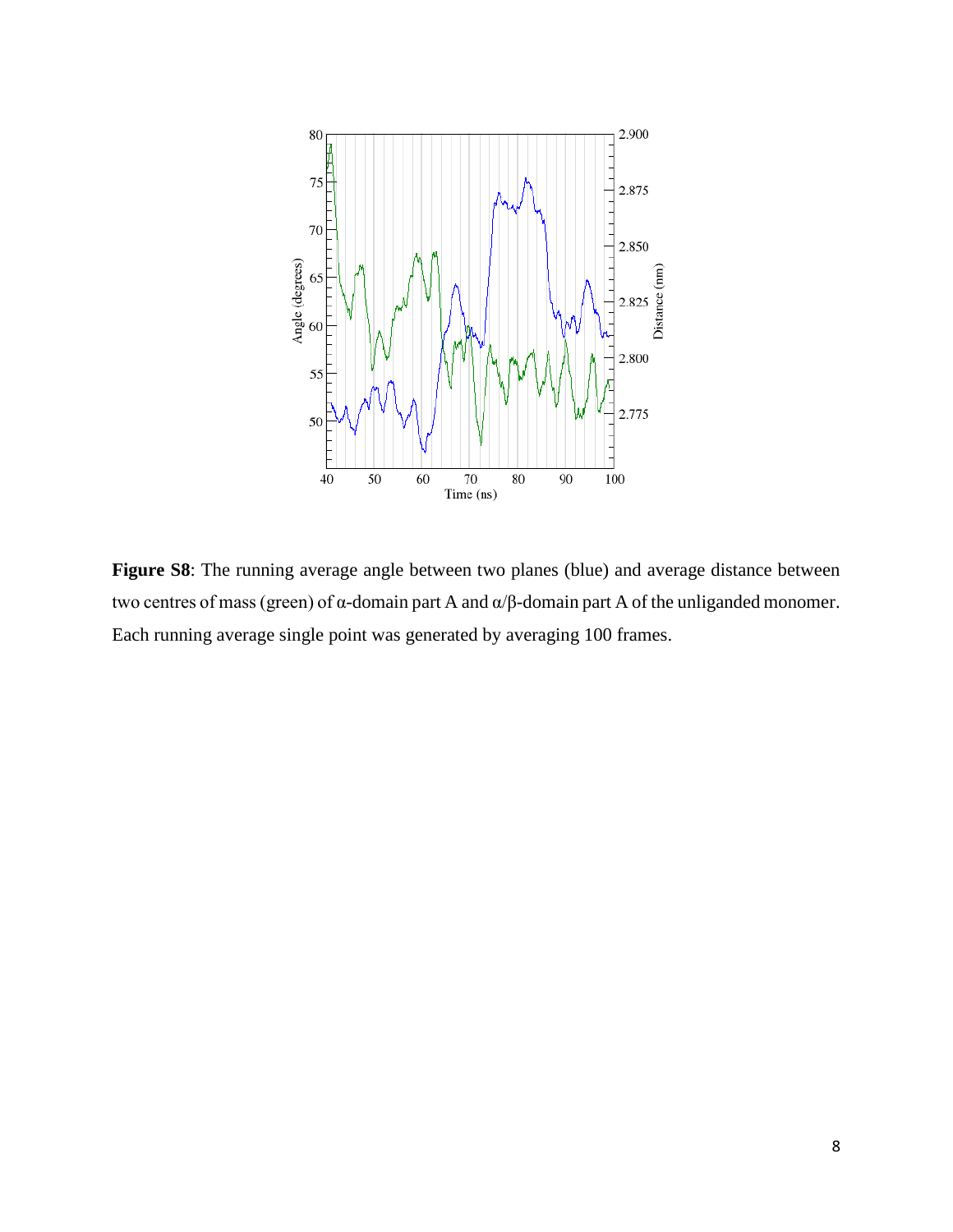**Figure S8**: The running average angle between two planes (blue) and average distance between two centres of mass (green) of α-domain part A and α/β-domain part A of the unliganded monomer. Each running average single point was generated by averaging 100 frames.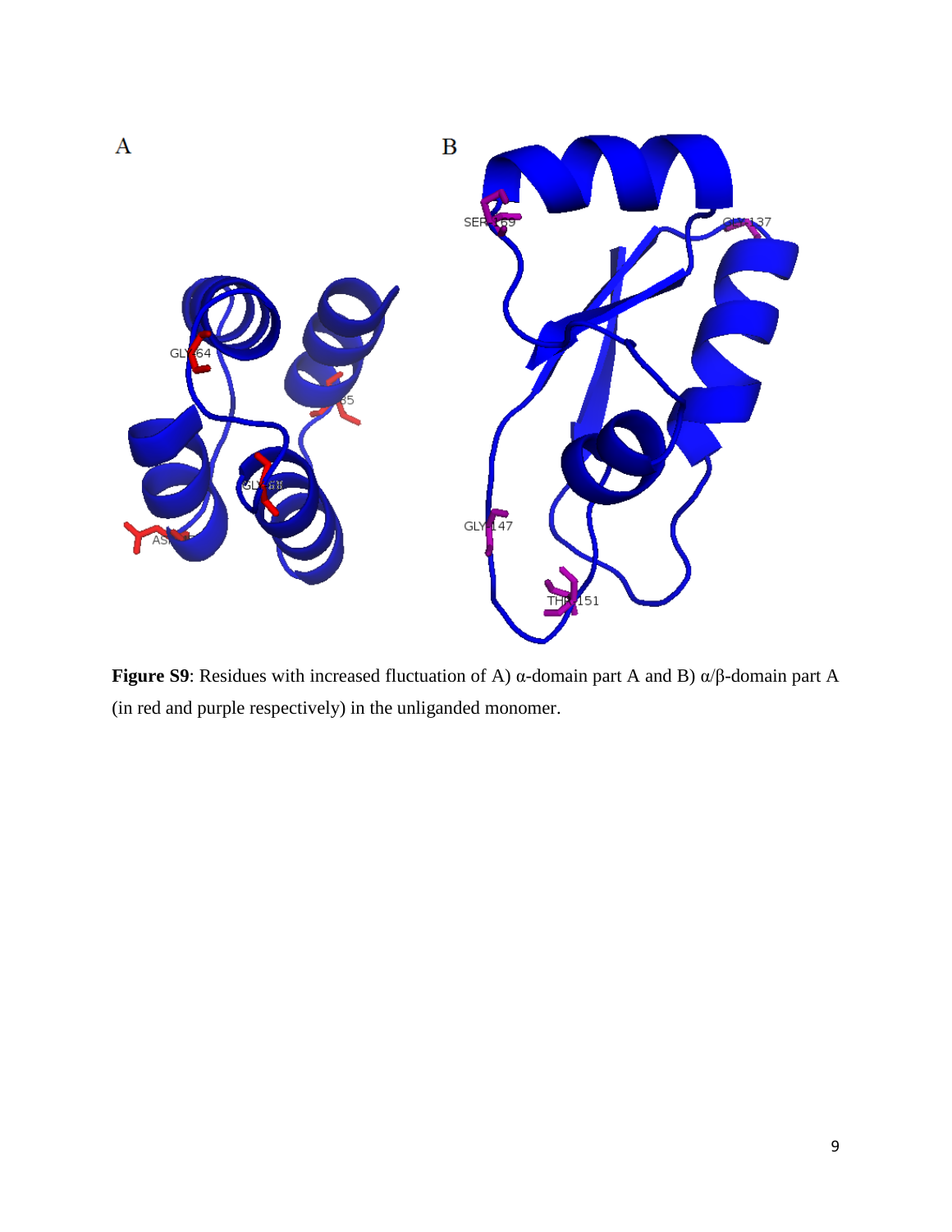**Figure S9**: Residues with increased fluctuation of A) α-domain part A and B) α/β-domain part A (in red and purple respectively) in the unliganded monomer.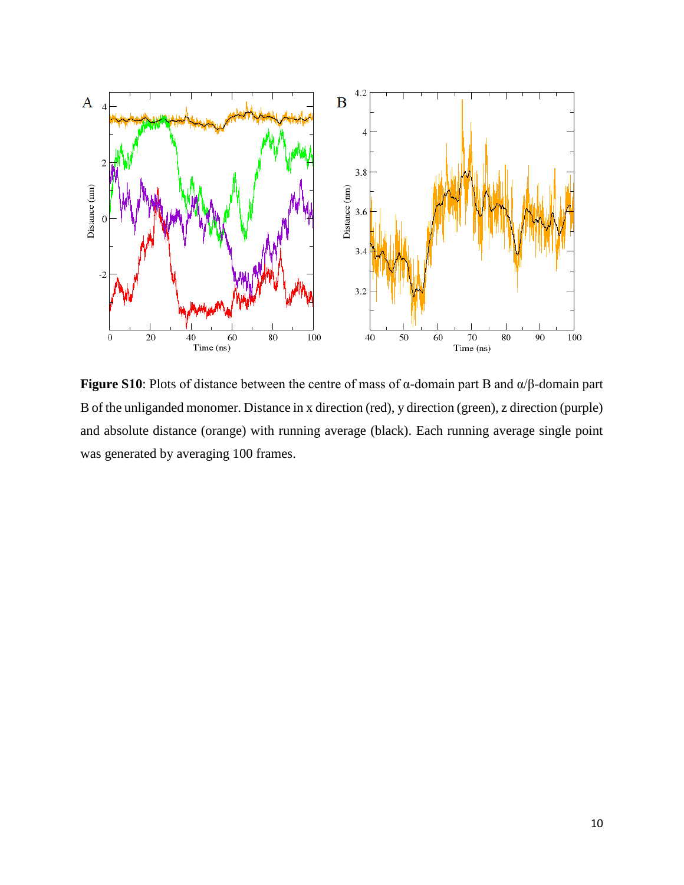**Figure S10**: Plots of distance between the centre of mass of α-domain part B and α/β-domain part B of the unliganded monomer. Distance in x direction (red), y direction (green), z direction (purple) and absolute distance (orange) with running average (black). Each running average single point was generated by averaging 100 frames.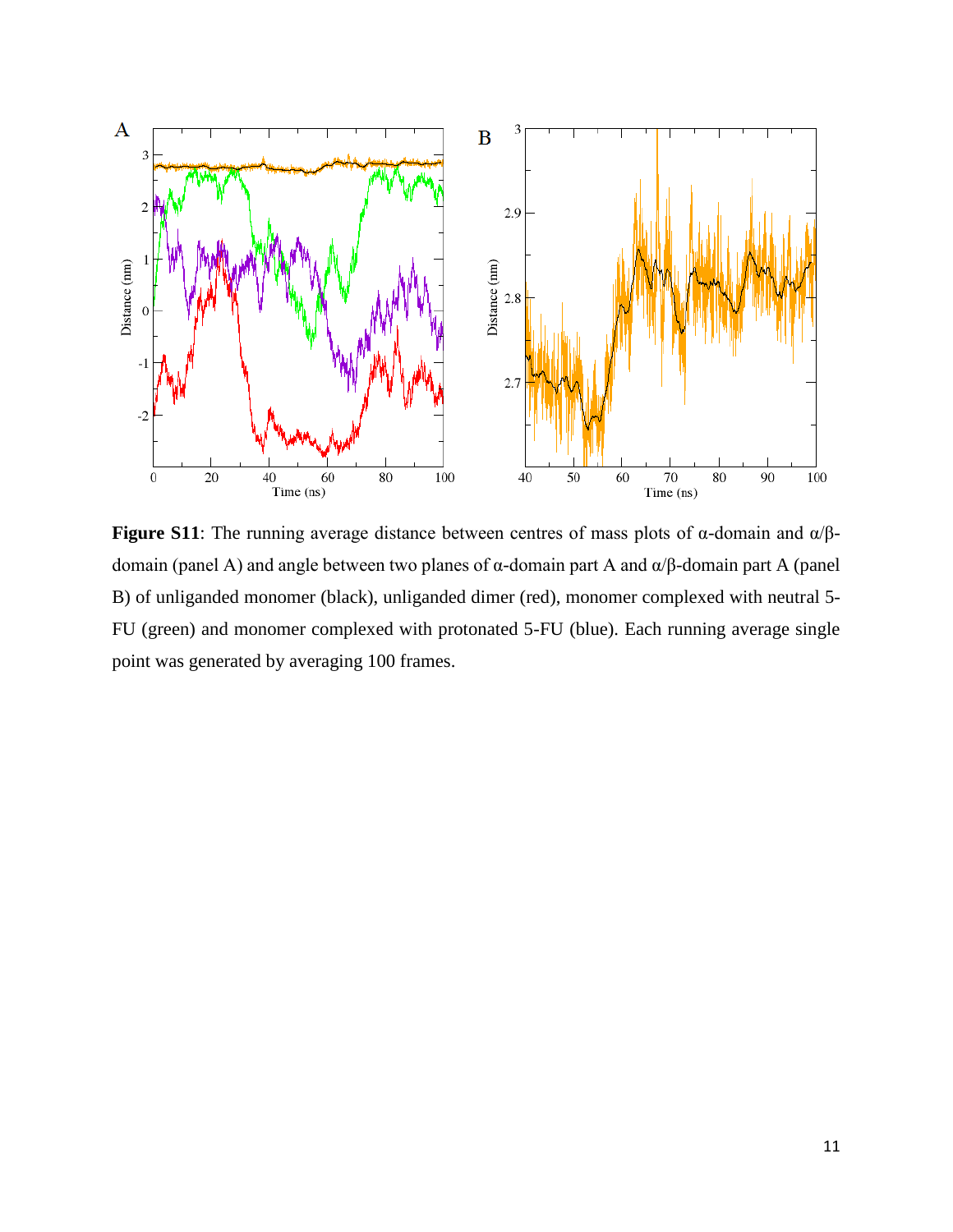**Figure S11**: The running average distance between centres of mass plots of α-domain and α/β-domain (panel A) and angle between two planes of α-domain part A and α/β-domain part A (panel B) of unliganded monomer (black), unliganded dimer (red), monomer complexed with neutral 5-FU (green) and monomer complexed with protonated 5-FU (blue). Each running average single point was generated by averaging 100 frames.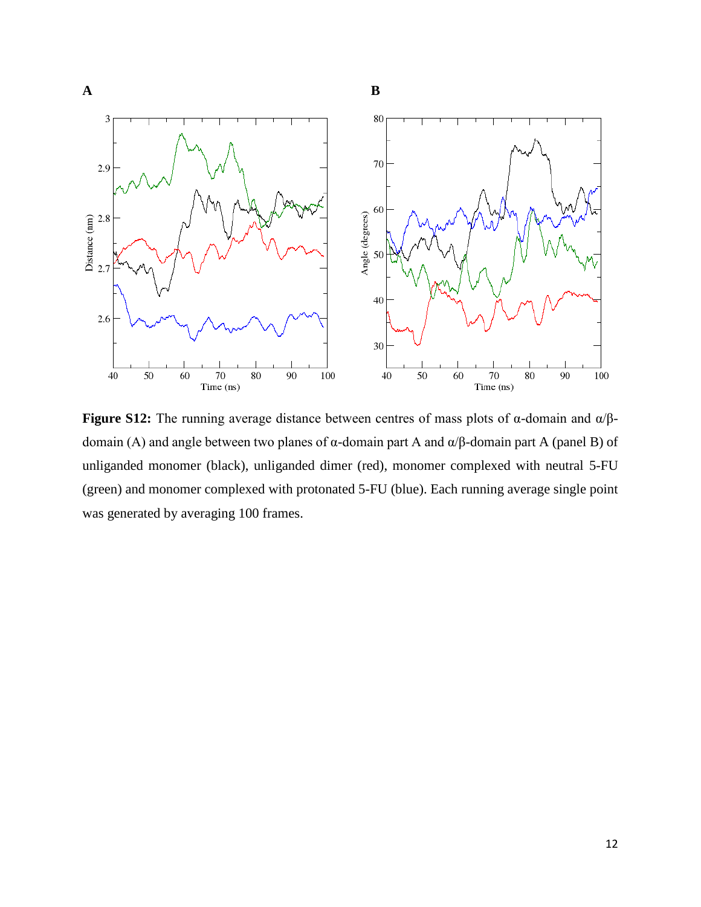**Figure S12:** The running average distance between centres of mass plots of α-domain and α/β-domain (A) and angle between two planes of α-domain part A and α/β-domain part A (panel B) of unliganded monomer (black), unliganded dimer (red), monomer complexed with neutral 5-FU (green) and monomer complexed with protonated 5-FU (blue). Each running average single point was generated by averaging 100 frames.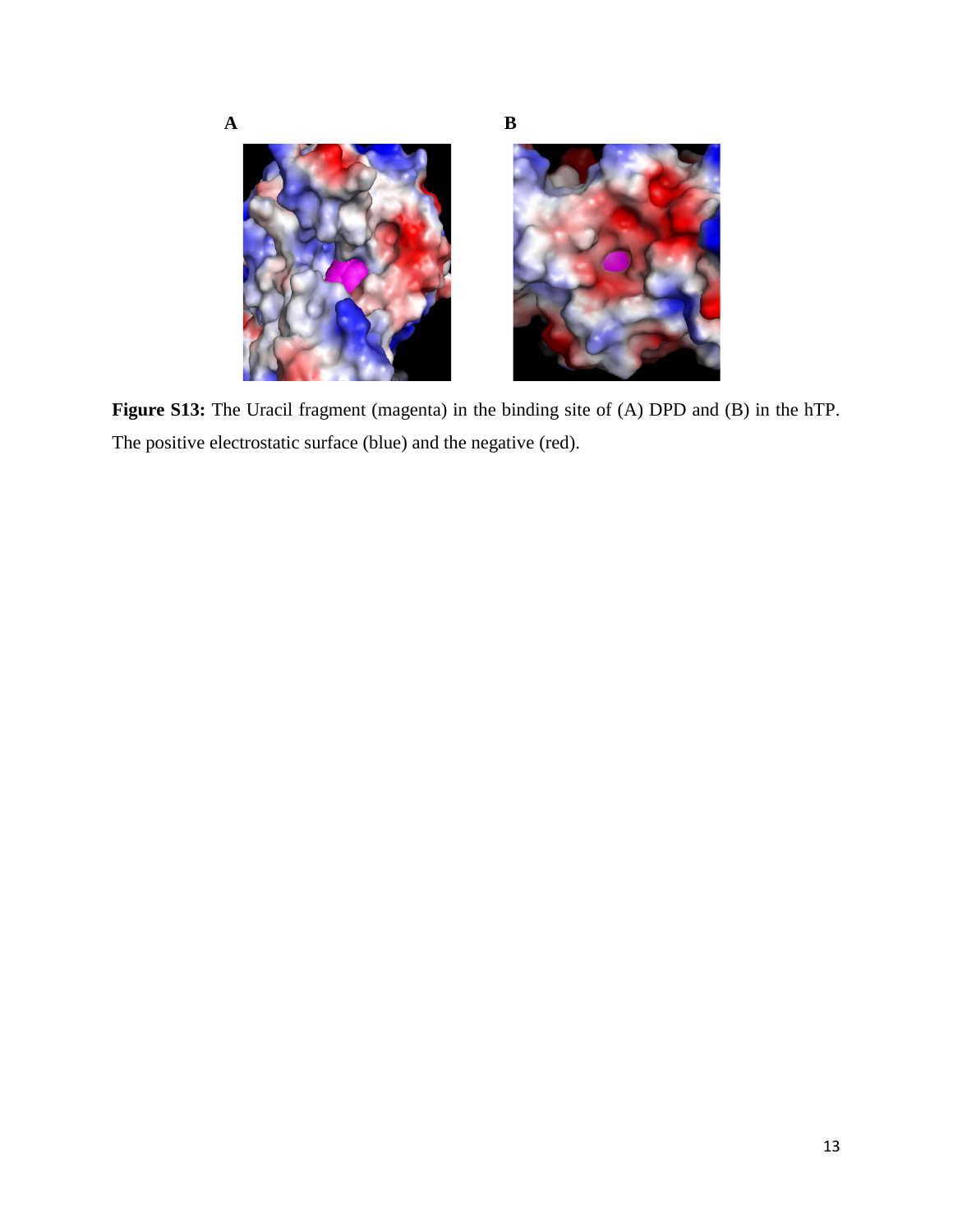**Figure S13:** The Uracil fragment (magenta) in the binding site of (A) DPD and (B) in the hTP. The positive electrostatic surface (blue) and the negative (red).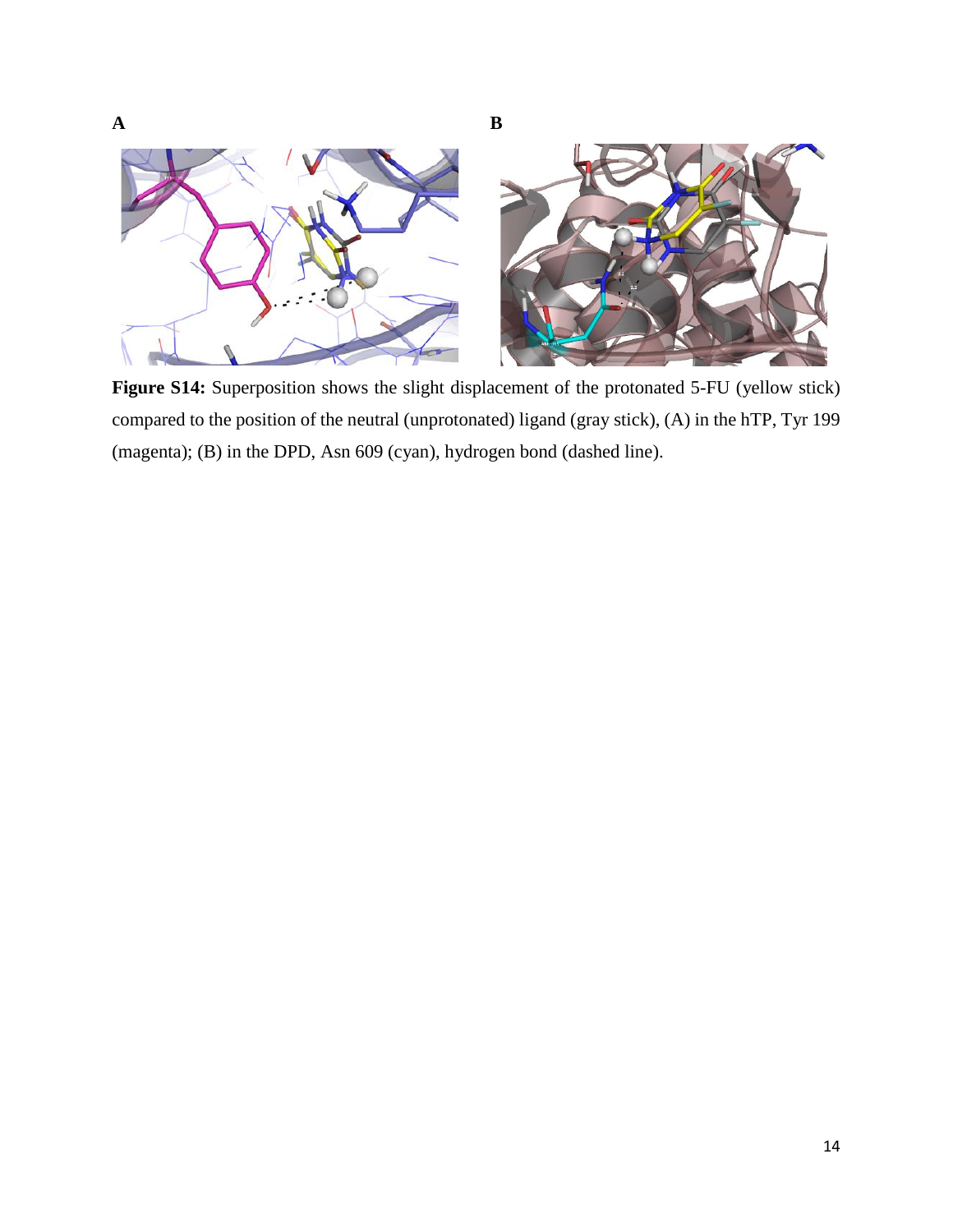**A** **B**

**Figure S14:** Superposition shows the slight displacement of the protonated 5-FU (yellow stick) compared to the position of the neutral (unprotonated) ligand (gray stick), (A) in the hTP, Tyr 199 (magenta); (B) in the DPD, Asn 609 (cyan), hydrogen bond (dashed line).